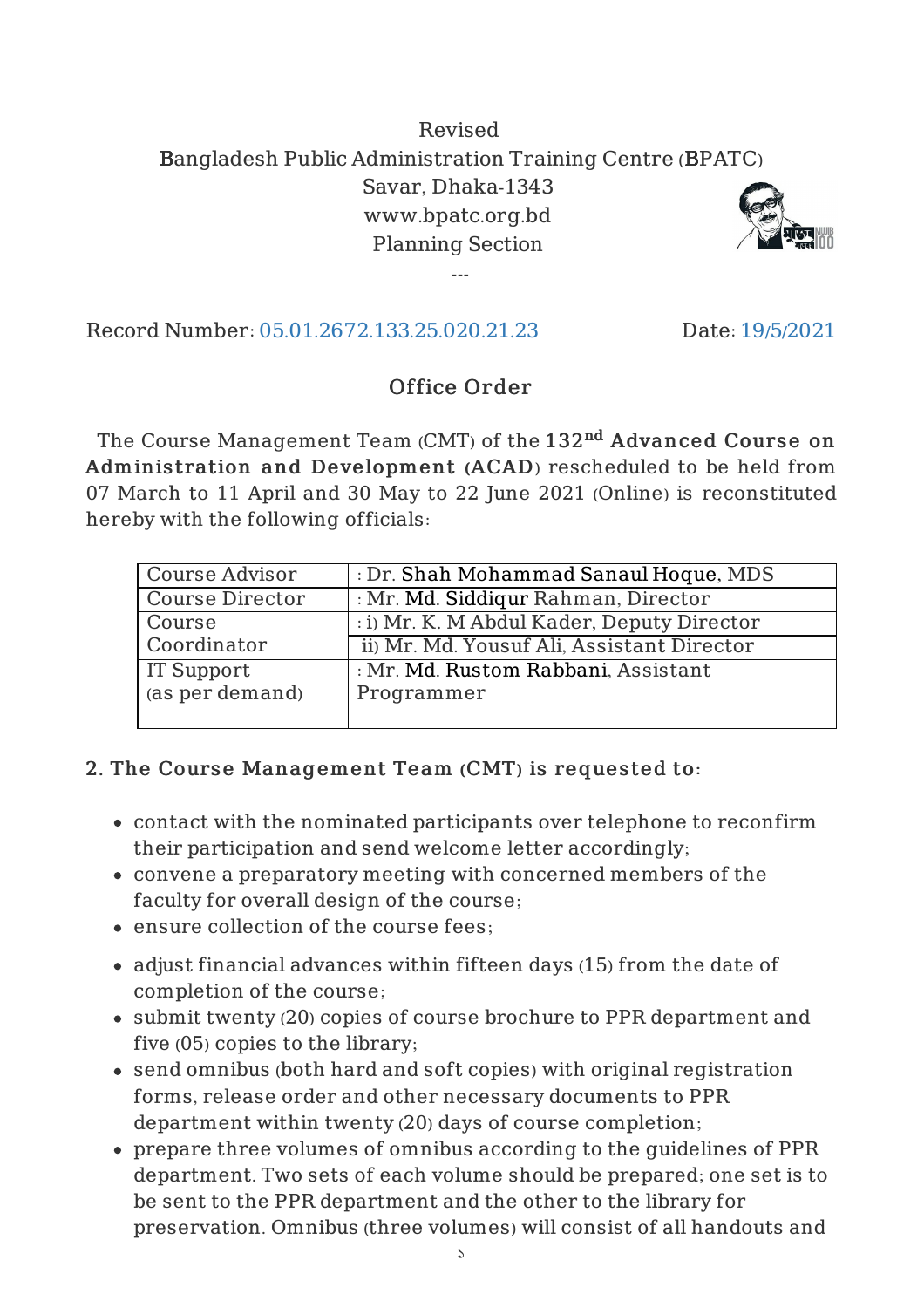Revised

Bangladesh Public Administration Training Centre (BPATC)

Savar, Dhaka-1343

www.bpatc.org.bd

Planning Section

---

Record Number: 05.01.2672.133.25.020.21.23 Date: 19/5/2021

## Office Order

The Course Management Team (CMT) of the **132nd Advanced Course on Administration and Development (ACAD)** rescheduled to be held from 07 March to 11 April and 30 May to 22 June 2021 (Online) is reconstituted hereby with the following officials:

| Course Advisor | : Dr. Shah Mohammad Sanaul Hoque, MDS |
|---|---|
| Course Director | : Mr. Md. Siddiqur Rahman, Director |
| Course Coordinator | : i) Mr. K. M Abdul Kader, Deputy Director<br>ii) Mr. Md. Yousuf Ali, Assistant Director |
| IT Support (as per demand) | : Mr. Md. Rustom Rabbani, Assistant Programmer |

2. **The Course Management Team (CMT) is requested to:**

- contact with the nominated participants over telephone to reconfirm their participation and send welcome letter accordingly;
- convene a preparatory meeting with concerned members of the faculty for overall design of the course;
- ensure collection of the course fees;
- adjust financial advances within fifteen days (15) from the date of completion of the course;
- submit twenty (20) copies of course brochure to PPR department and five (05) copies to the library;
- send omnibus (both hard and soft copies) with original registration forms, release order and other necessary documents to PPR department within twenty (20) days of course completion;
- prepare three volumes of omnibus according to the guidelines of PPR department. Two sets of each volume should be prepared; one set is to be sent to the PPR department and the other to the library for preservation. Omnibus (three volumes) will consist of all handouts and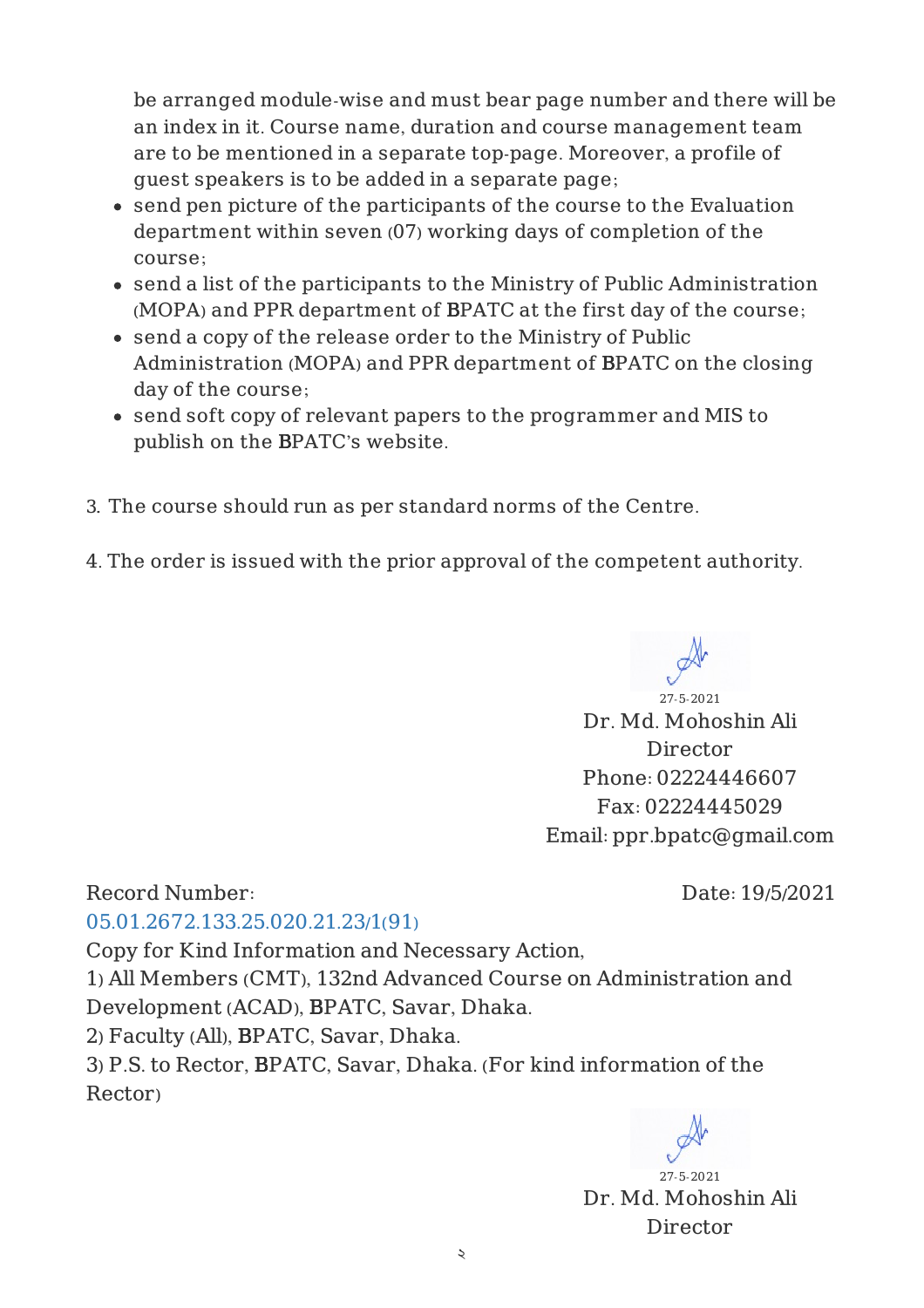be arranged module-wise and must bear page number and there will be an index in it. Course name, duration and course management team are to be mentioned in a separate top-page. Moreover, a profile of guest speakers is to be added in a separate page;

- send pen picture of the participants of the course to the Evaluation department within seven (07) working days of completion of the course;
- send a list of the participants to the Ministry of Public Administration (MOPA) and PPR department of BPATC at the first day of the course;
- send a copy of the release order to the Ministry of Public Administration (MOPA) and PPR department of BPATC on the closing day of the course;
- send soft copy of relevant papers to the programmer and MIS to publish on the BPATC's website.

3. The course should run as per standard norms of the Centre.

4. The order is issued with the prior approval of the competent authority.

27-5-2021
Dr. Md. Mohoshin Ali
Director
Phone: 02224446607
Fax: 02224445029
Email: ppr.bpatc@gmail.com

Record Number: 05.01.2672.133.25.020.21.23/1(91)

Date: 19/5/2021

Copy for Kind Information and Necessary Action,

1) All Members (CMT), 132nd Advanced Course on Administration and Development (ACAD), BPATC, Savar, Dhaka.
2) Faculty (All), BPATC, Savar, Dhaka.
3) P.S. to Rector, BPATC, Savar, Dhaka. (For kind information of the Rector)

27-5-2021
Dr. Md. Mohoshin Ali
Director